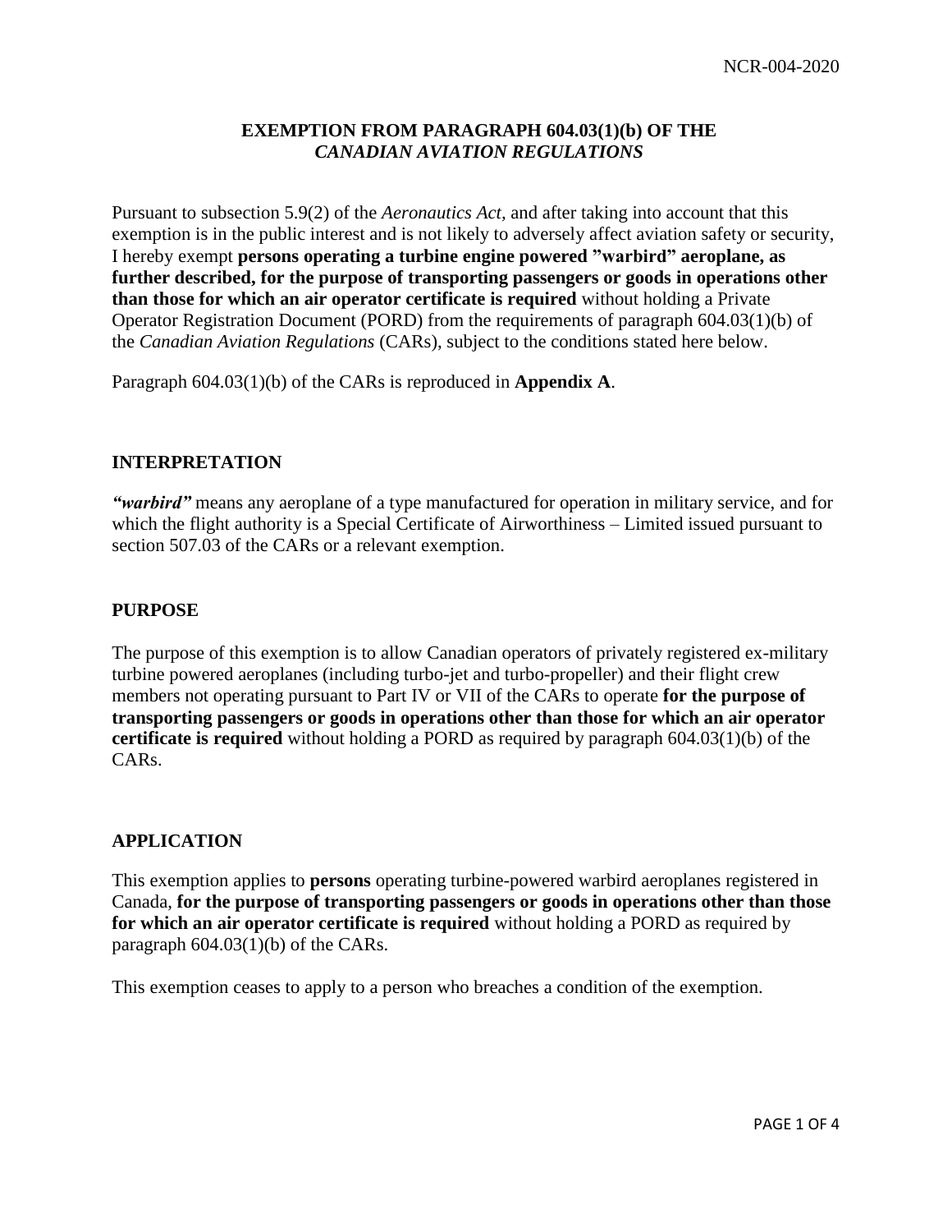NCR-004-2020

# EXEMPTION FROM PARAGRAPH 604.03(1)(b) OF THE *CANADIAN AVIATION REGULATIONS*

Pursuant to subsection 5.9(2) of the *Aeronautics Act*, and after taking into account that this exemption is in the public interest and is not likely to adversely affect aviation safety or security, I hereby exempt **persons operating a turbine engine powered "warbird" aeroplane, as further described, for the purpose of transporting passengers or goods in operations other than those for which an air operator certificate is required** without holding a Private Operator Registration Document (PORD) from the requirements of paragraph 604.03(1)(b) of the *Canadian Aviation Regulations* (CARs), subject to the conditions stated here below.

Paragraph 604.03(1)(b) of the CARs is reproduced in **Appendix A**.

## INTERPRETATION

***"warbird"*** means any aeroplane of a type manufactured for operation in military service, and for which the flight authority is a Special Certificate of Airworthiness – Limited issued pursuant to section 507.03 of the CARs or a relevant exemption.

## PURPOSE

The purpose of this exemption is to allow Canadian operators of privately registered ex-military turbine powered aeroplanes (including turbo-jet and turbo-propeller) and their flight crew members not operating pursuant to Part IV or VII of the CARs to operate **for the purpose of transporting passengers or goods in operations other than those for which an air operator certificate is required** without holding a PORD as required by paragraph 604.03(1)(b) of the CARs.

## APPLICATION

This exemption applies to **persons** operating turbine-powered warbird aeroplanes registered in Canada, **for the purpose of transporting passengers or goods in operations other than those for which an air operator certificate is required** without holding a PORD as required by paragraph 604.03(1)(b) of the CARs.

This exemption ceases to apply to a person who breaches a condition of the exemption.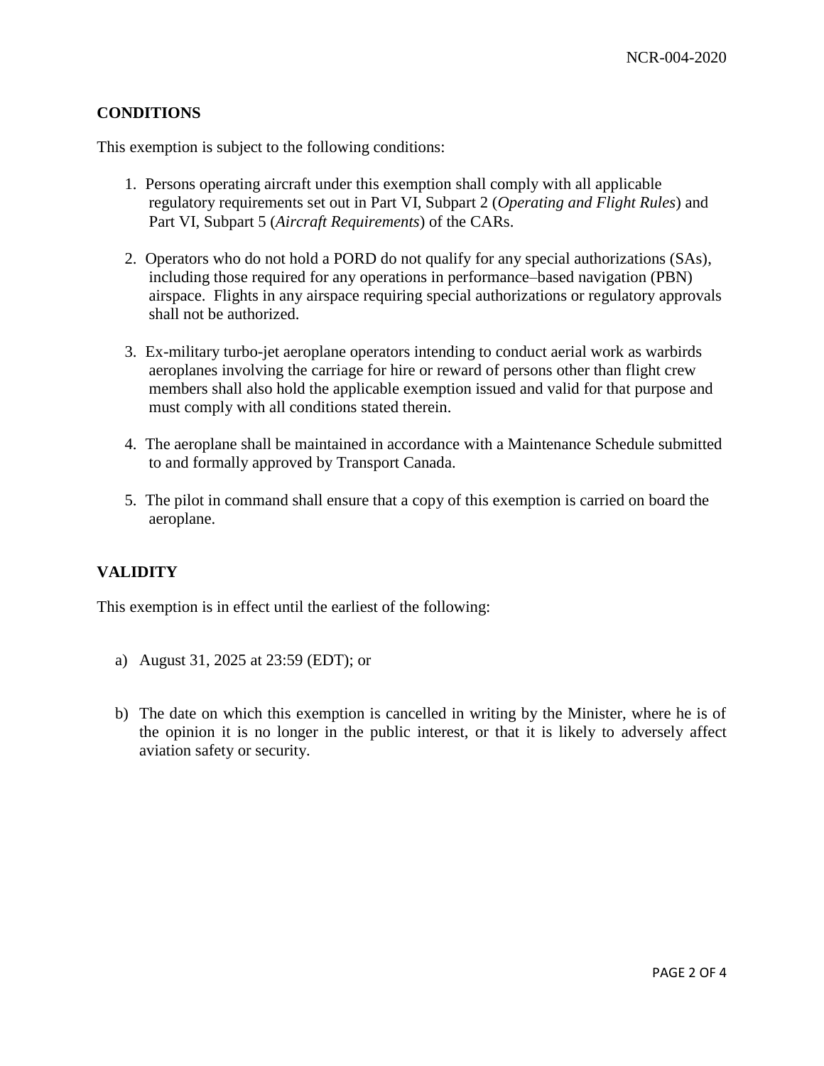## CONDITIONS

This exemption is subject to the following conditions:

1. Persons operating aircraft under this exemption shall comply with all applicable regulatory requirements set out in Part VI, Subpart 2 (*Operating and Flight Rules*) and Part VI, Subpart 5 (*Aircraft Requirements*) of the CARs.

2. Operators who do not hold a PORD do not qualify for any special authorizations (SAs), including those required for any operations in performance–based navigation (PBN) airspace. Flights in any airspace requiring special authorizations or regulatory approvals shall not be authorized.

3. Ex-military turbo-jet aeroplane operators intending to conduct aerial work as warbirds aeroplanes involving the carriage for hire or reward of persons other than flight crew members shall also hold the applicable exemption issued and valid for that purpose and must comply with all conditions stated therein.

4. The aeroplane shall be maintained in accordance with a Maintenance Schedule submitted to and formally approved by Transport Canada.

5. The pilot in command shall ensure that a copy of this exemption is carried on board the aeroplane.

## VALIDITY

This exemption is in effect until the earliest of the following:

a) August 31, 2025 at 23:59 (EDT); or

b) The date on which this exemption is cancelled in writing by the Minister, where he is of the opinion it is no longer in the public interest, or that it is likely to adversely affect aviation safety or security.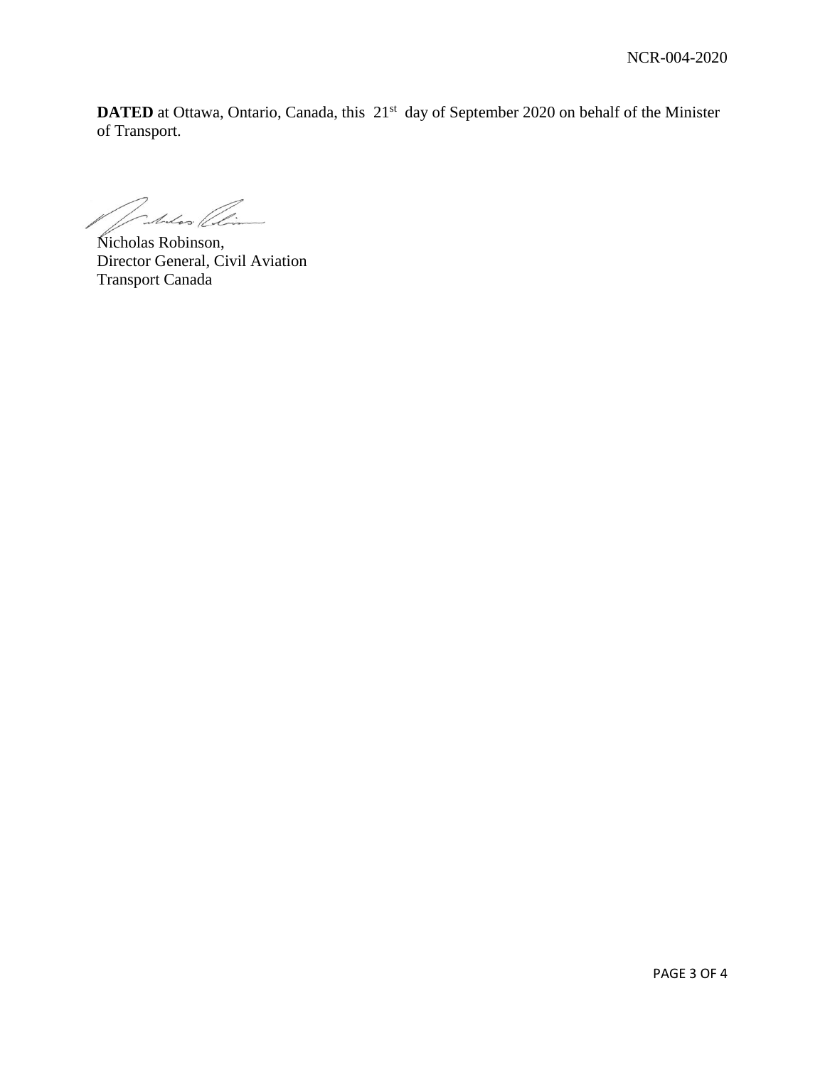**DATED** at Ottawa, Ontario, Canada, this 21st day of September 2020 on behalf of the Minister of Transport.

Nicholas Robinson,
Director General, Civil Aviation
Transport Canada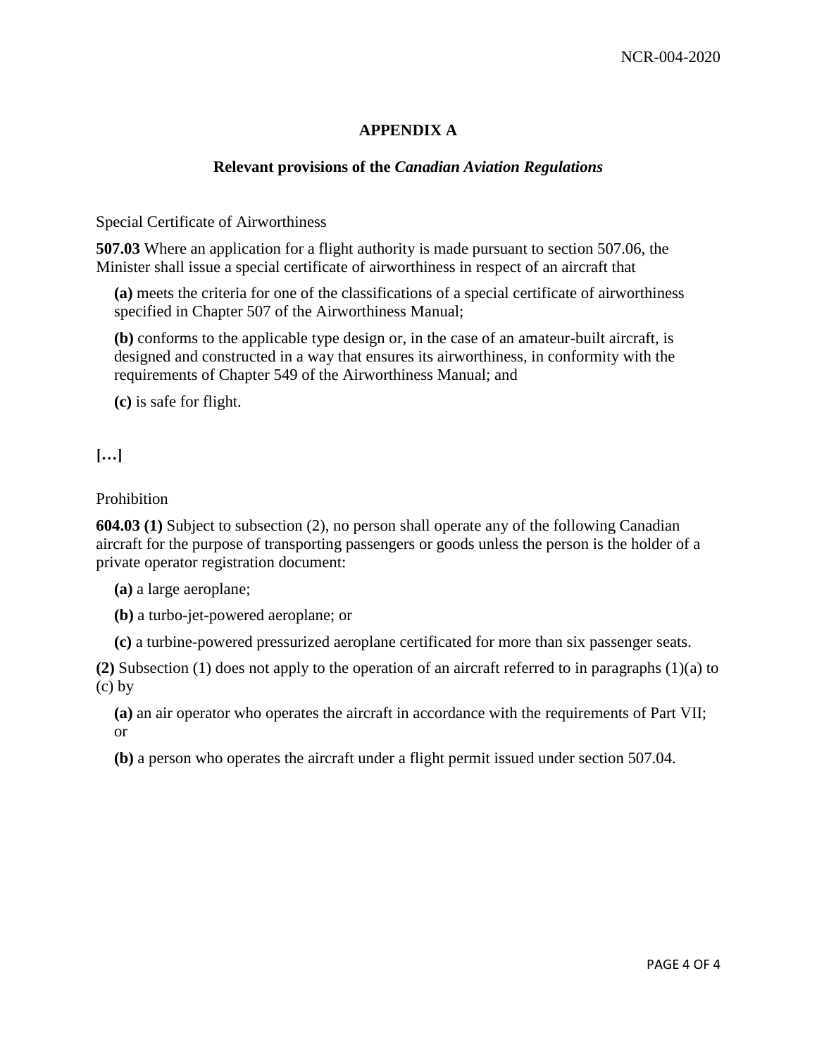## APPENDIX A

### Relevant provisions of the *Canadian Aviation Regulations*

Special Certificate of Airworthiness

**507.03** Where an application for a flight authority is made pursuant to section 507.06, the Minister shall issue a special certificate of airworthiness in respect of an aircraft that

**(a)** meets the criteria for one of the classifications of a special certificate of airworthiness specified in Chapter 507 of the Airworthiness Manual;

**(b)** conforms to the applicable type design or, in the case of an amateur-built aircraft, is designed and constructed in a way that ensures its airworthiness, in conformity with the requirements of Chapter 549 of the Airworthiness Manual; and

**(c)** is safe for flight.

**[…]**

Prohibition

**604.03 (1)** Subject to subsection (2), no person shall operate any of the following Canadian aircraft for the purpose of transporting passengers or goods unless the person is the holder of a private operator registration document:

**(a)** a large aeroplane;

**(b)** a turbo-jet-powered aeroplane; or

**(c)** a turbine-powered pressurized aeroplane certificated for more than six passenger seats.

**(2)** Subsection (1) does not apply to the operation of an aircraft referred to in paragraphs (1)(a) to (c) by

**(a)** an air operator who operates the aircraft in accordance with the requirements of Part VII; or

**(b)** a person who operates the aircraft under a flight permit issued under section 507.04.